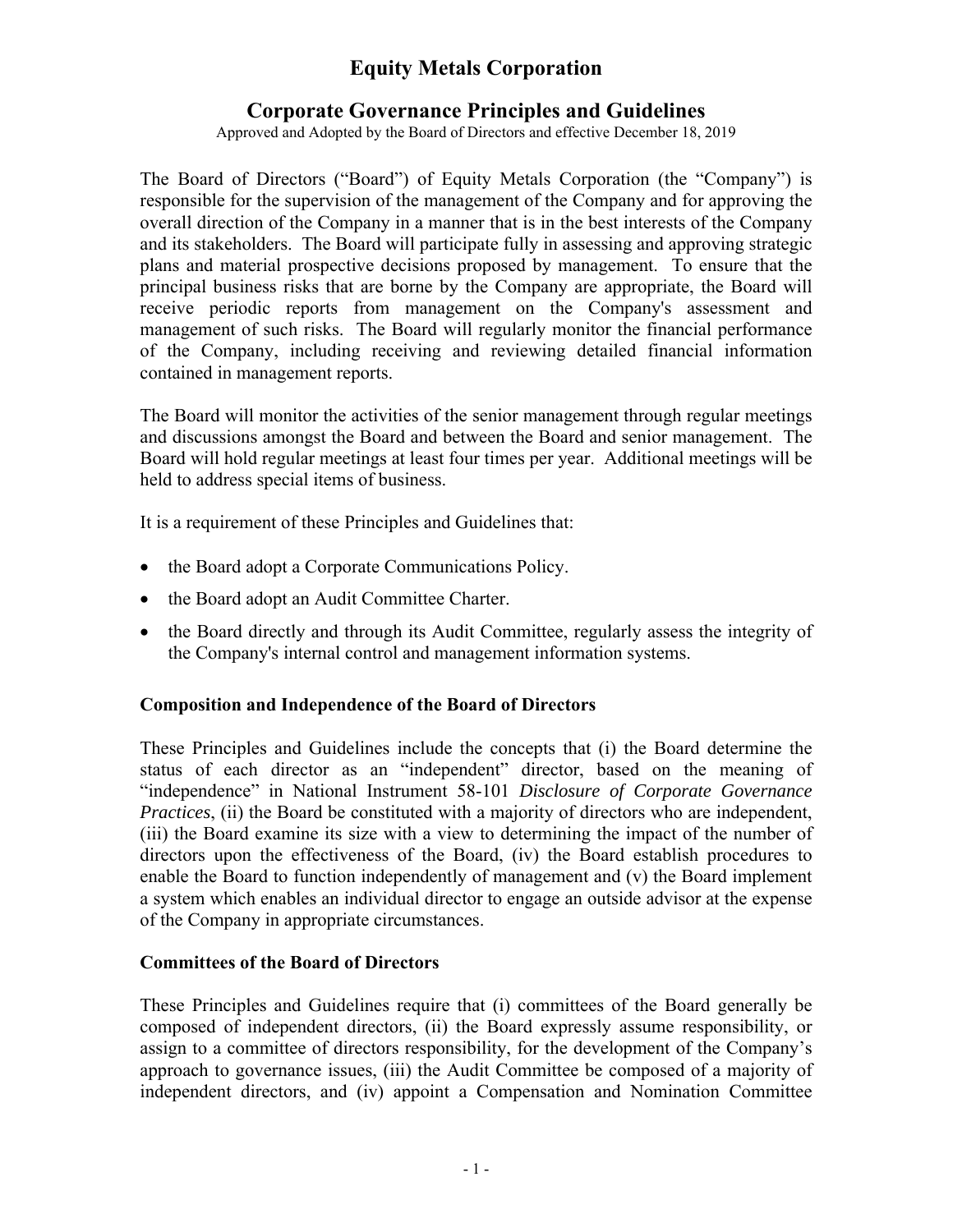# Equity Metals Corporation

## Corporate Governance Principles and Guidelines

Approved and Adopted by the Board of Directors and effective December 18, 2019

The Board of Directors ("Board") of Equity Metals Corporation (the "Company") is responsible for the supervision of the management of the Company and for approving the overall direction of the Company in a manner that is in the best interests of the Company and its stakeholders. The Board will participate fully in assessing and approving strategic plans and material prospective decisions proposed by management. To ensure that the principal business risks that are borne by the Company are appropriate, the Board will receive periodic reports from management on the Company's assessment and management of such risks. The Board will regularly monitor the financial performance of the Company, including receiving and reviewing detailed financial information contained in management reports.

The Board will monitor the activities of the senior management through regular meetings and discussions amongst the Board and between the Board and senior management. The Board will hold regular meetings at least four times per year. Additional meetings will be held to address special items of business.

It is a requirement of these Principles and Guidelines that:

- the Board adopt a Corporate Communications Policy.
- the Board adopt an Audit Committee Charter.
- the Board directly and through its Audit Committee, regularly assess the integrity of the Company's internal control and management information systems.

### Composition and Independence of the Board of Directors

These Principles and Guidelines include the concepts that (i) the Board determine the status of each director as an "independent" director, based on the meaning of "independence" in National Instrument 58-101 *Disclosure of Corporate Governance Practices*, (ii) the Board be constituted with a majority of directors who are independent, (iii) the Board examine its size with a view to determining the impact of the number of directors upon the effectiveness of the Board, (iv) the Board establish procedures to enable the Board to function independently of management and (v) the Board implement a system which enables an individual director to engage an outside advisor at the expense of the Company in appropriate circumstances.

### Committees of the Board of Directors

These Principles and Guidelines require that (i) committees of the Board generally be composed of independent directors, (ii) the Board expressly assume responsibility, or assign to a committee of directors responsibility, for the development of the Company's approach to governance issues, (iii) the Audit Committee be composed of a majority of independent directors, and (iv) appoint a Compensation and Nomination Committee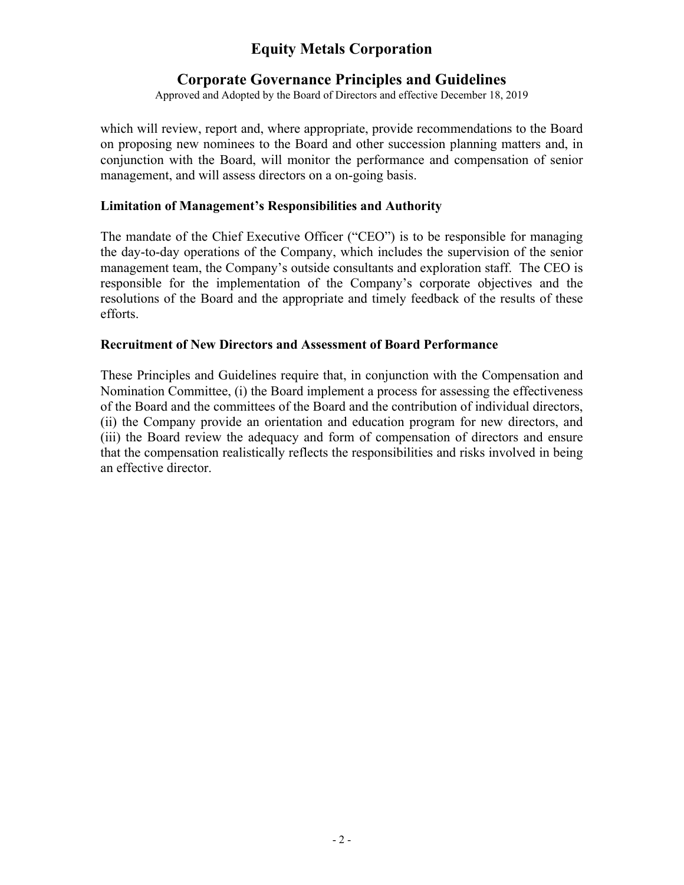which will review, report and, where appropriate, provide recommendations to the Board on proposing new nominees to the Board and other succession planning matters and, in conjunction with the Board, will monitor the performance and compensation of senior management, and will assess directors on a on-going basis.

**Limitation of Management's Responsibilities and Authority**

The mandate of the Chief Executive Officer ("CEO") is to be responsible for managing the day-to-day operations of the Company, which includes the supervision of the senior management team, the Company's outside consultants and exploration staff. The CEO is responsible for the implementation of the Company's corporate objectives and the resolutions of the Board and the appropriate and timely feedback of the results of these efforts.

**Recruitment of New Directors and Assessment of Board Performance**

These Principles and Guidelines require that, in conjunction with the Compensation and Nomination Committee, (i) the Board implement a process for assessing the effectiveness of the Board and the committees of the Board and the contribution of individual directors, (ii) the Company provide an orientation and education program for new directors, and (iii) the Board review the adequacy and form of compensation of directors and ensure that the compensation realistically reflects the responsibilities and risks involved in being an effective director.